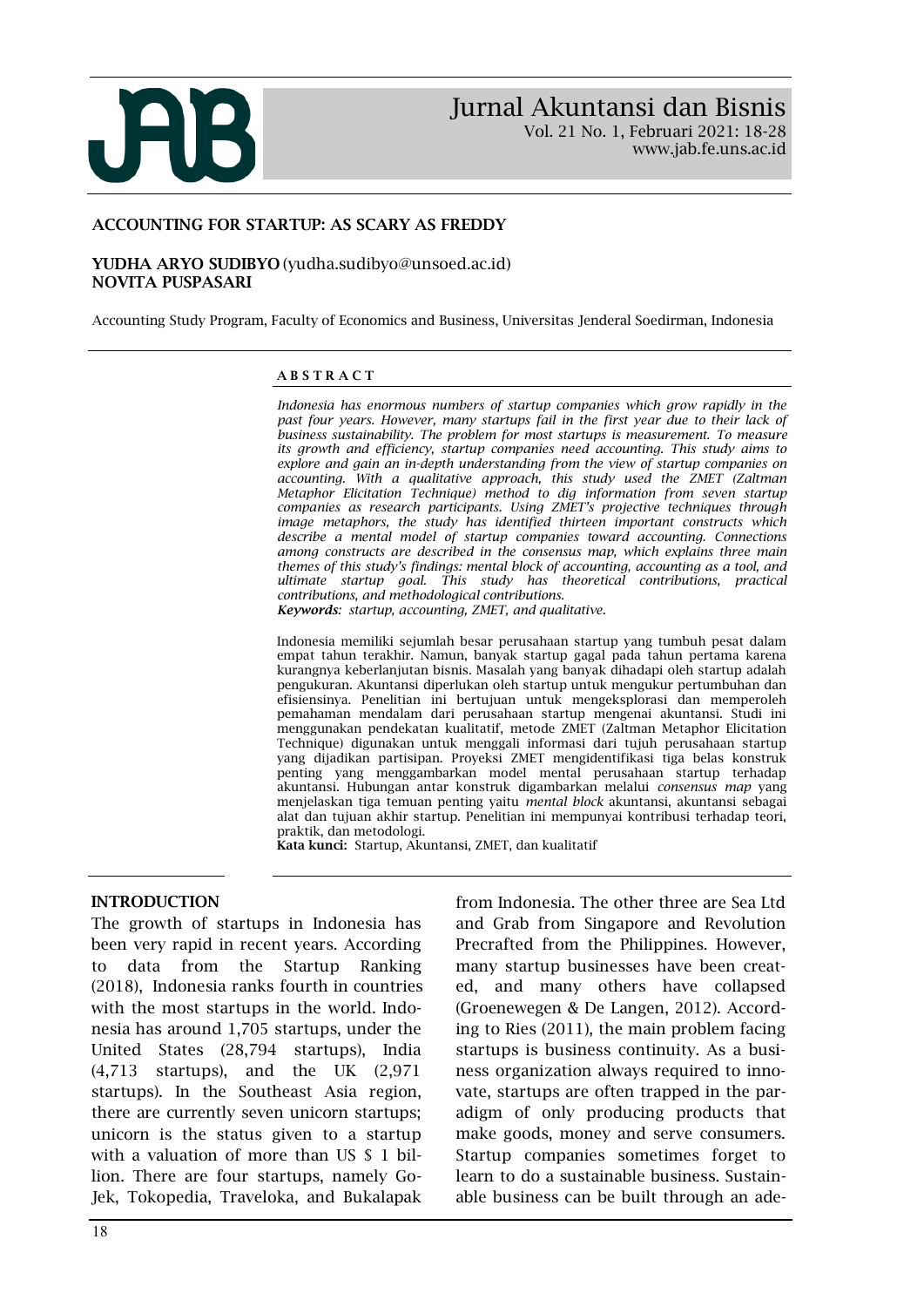# ACCOUNTING FOR STARTUP: AS SCARY AS FREDDY

**YUDHA ARYO SUDIBYO** (yudha.sudibyo@unsoed.ac.id)
**NOVITA PUSPASARI**

Accounting Study Program, Faculty of Economics and Business, Universitas Jenderal Soedirman, Indonesia

## ABSTRACT

*Indonesia has enormous numbers of startup companies which grow rapidly in the past four years. However, many startups fail in the first year due to their lack of business sustainability. The problem for most startups is measurement. To measure its growth and efficiency, startup companies need accounting. This study aims to explore and gain an in-depth understanding from the view of startup companies on accounting. With a qualitative approach, this study used the ZMET (Zaltman Metaphor Elicitation Technique) method to dig information from seven startup companies as research participants. Using ZMET's projective techniques through image metaphors, the study has identified thirteen important constructs which describe a mental model of startup companies toward accounting. Connections among constructs are described in the consensus map, which explains three main themes of this study's findings: mental block of accounting, accounting as a tool, and ultimate startup goal. This study has theoretical contributions, practical contributions, and methodological contributions.*

***Keywords**: startup, accounting, ZMET, and qualitative.*

Indonesia memiliki sejumlah besar perusahaan startup yang tumbuh pesat dalam empat tahun terakhir. Namun, banyak startup gagal pada tahun pertama karena kurangnya keberlanjutan bisnis. Masalah yang banyak dihadapi oleh startup adalah pengukuran. Akuntansi diperlukan oleh startup untuk mengukur pertumbuhan dan efisiensinya. Penelitian ini bertujuan untuk mengeksplorasi dan memperoleh pemahaman mendalam dari perusahaan startup mengenai akuntansi. Studi ini menggunakan pendekatan kualitatif, metode ZMET (Zaltman Metaphor Elicitation Technique) digunakan untuk menggali informasi dari tujuh perusahaan startup yang dijadikan partisipan. Proyeksi ZMET mengidentifikasi tiga belas konstruk penting yang menggambarkan model mental perusahaan startup terhadap akuntansi. Hubungan antar konstruk digambarkan melalui *consensus map* yang menjelaskan tiga temuan penting yaitu *mental block* akuntansi, akuntansi sebagai alat dan tujuan akhir startup. Penelitian ini mempunyai kontribusi terhadap teori, praktik, dan metodologi.

**Kata kunci:** Startup, Akuntansi, ZMET, dan kualitatif

## INTRODUCTION

The growth of startups in Indonesia has been very rapid in recent years. According to data from the Startup Ranking (2018), Indonesia ranks fourth in countries with the most startups in the world. Indonesia has around 1,705 startups, under the United States (28,794 startups), India (4,713 startups), and the UK (2,971 startups). In the Southeast Asia region, there are currently seven unicorn startups; unicorn is the status given to a startup with a valuation of more than US $ 1 billion. There are four startups, namely Go-Jek, Tokopedia, Traveloka, and Bukalapak from Indonesia. The other three are Sea Ltd and Grab from Singapore and Revolution Precrafted from the Philippines. However, many startup businesses have been created, and many others have collapsed (Groenewegen & De Langen, 2012). According to Ries (2011), the main problem facing startups is business continuity. As a business organization always required to innovate, startups are often trapped in the paradigm of only producing products that make goods, money and serve consumers. Startup companies sometimes forget to learn to do a sustainable business. Sustainable business can be built through an ade-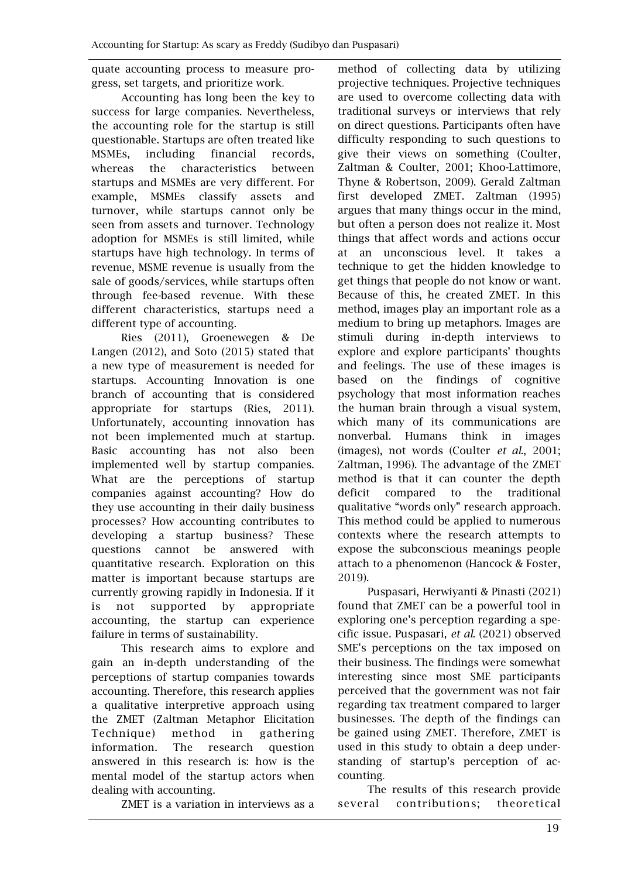quate accounting process to measure progress, set targets, and prioritize work.

Accounting has long been the key to success for large companies. Nevertheless, the accounting role for the startup is still questionable. Startups are often treated like MSMEs, including financial records, whereas the characteristics between startups and MSMEs are very different. For example, MSMEs classify assets and turnover, while startups cannot only be seen from assets and turnover. Technology adoption for MSMEs is still limited, while startups have high technology. In terms of revenue, MSME revenue is usually from the sale of goods/services, while startups often through fee-based revenue. With these different characteristics, startups need a different type of accounting.

Ries (2011), Groenewegen & De Langen (2012), and Soto (2015) stated that a new type of measurement is needed for startups. Accounting Innovation is one branch of accounting that is considered appropriate for startups (Ries, 2011). Unfortunately, accounting innovation has not been implemented much at startup. Basic accounting has not also been implemented well by startup companies. What are the perceptions of startup companies against accounting? How do they use accounting in their daily business processes? How accounting contributes to developing a startup business? These questions cannot be answered with quantitative research. Exploration on this matter is important because startups are currently growing rapidly in Indonesia. If it is not supported by appropriate accounting, the startup can experience failure in terms of sustainability.

This research aims to explore and gain an in-depth understanding of the perceptions of startup companies towards accounting. Therefore, this research applies a qualitative interpretive approach using the ZMET (Zaltman Metaphor Elicitation Technique) method in gathering information. The research question answered in this research is: how is the mental model of the startup actors when dealing with accounting.

ZMET is a variation in interviews as a method of collecting data by utilizing projective techniques. Projective techniques are used to overcome collecting data with traditional surveys or interviews that rely on direct questions. Participants often have difficulty responding to such questions to give their views on something (Coulter, Zaltman & Coulter, 2001; Khoo-Lattimore, Thyne & Robertson, 2009). Gerald Zaltman first developed ZMET. Zaltman (1995) argues that many things occur in the mind, but often a person does not realize it. Most things that affect words and actions occur at an unconscious level. It takes a technique to get the hidden knowledge to get things that people do not know or want. Because of this, he created ZMET. In this method, images play an important role as a medium to bring up metaphors. Images are stimuli during in-depth interviews to explore and explore participants' thoughts and feelings. The use of these images is based on the findings of cognitive psychology that most information reaches the human brain through a visual system, which many of its communications are nonverbal. Humans think in images (images), not words (Coulter *et al*., 2001; Zaltman, 1996). The advantage of the ZMET method is that it can counter the depth deficit compared to the traditional qualitative "words only" research approach. This method could be applied to numerous contexts where the research attempts to expose the subconscious meanings people attach to a phenomenon (Hancock & Foster, 2019).

Puspasari, Herwiyanti & Pinasti (2021) found that ZMET can be a powerful tool in exploring one's perception regarding a specific issue. Puspasari, *et al*. (2021) observed SME's perceptions on the tax imposed on their business. The findings were somewhat interesting since most SME participants perceived that the government was not fair regarding tax treatment compared to larger businesses. The depth of the findings can be gained using ZMET. Therefore, ZMET is used in this study to obtain a deep understanding of startup's perception of accounting.

The results of this research provide several contributions; theoretical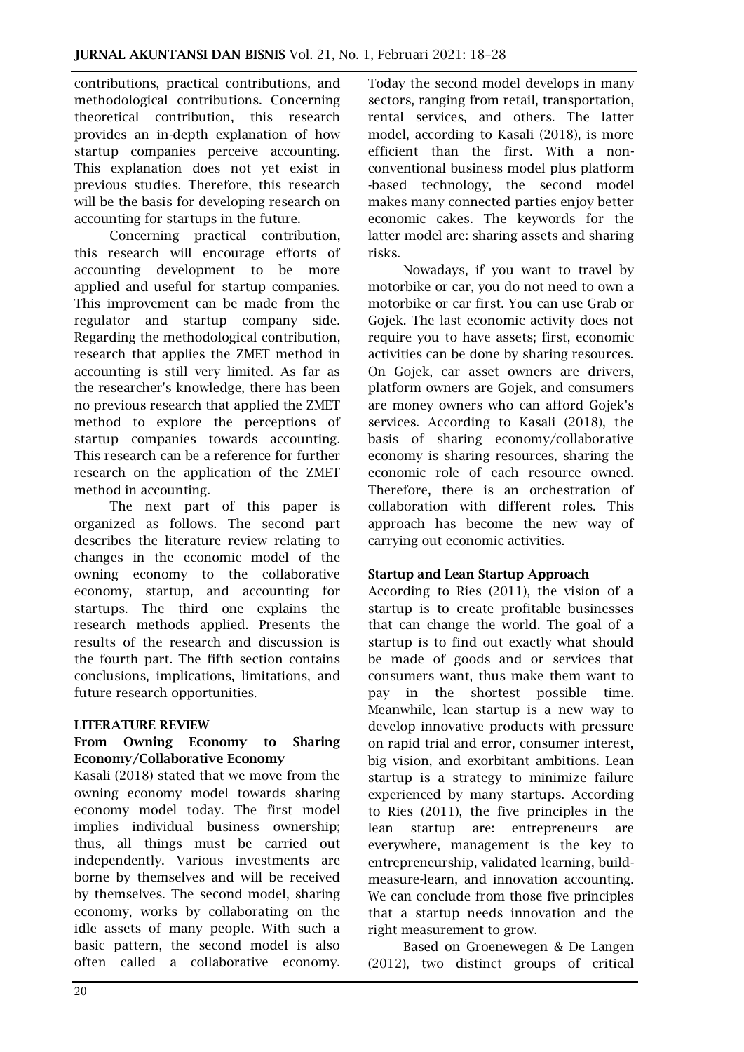contributions, practical contributions, and methodological contributions. Concerning theoretical contribution, this research provides an in-depth explanation of how startup companies perceive accounting. This explanation does not yet exist in previous studies. Therefore, this research will be the basis for developing research on accounting for startups in the future.

Concerning practical contribution, this research will encourage efforts of accounting development to be more applied and useful for startup companies. This improvement can be made from the regulator and startup company side. Regarding the methodological contribution, research that applies the ZMET method in accounting is still very limited. As far as the researcher's knowledge, there has been no previous research that applied the ZMET method to explore the perceptions of startup companies towards accounting. This research can be a reference for further research on the application of the ZMET method in accounting.

The next part of this paper is organized as follows. The second part describes the literature review relating to changes in the economic model of the owning economy to the collaborative economy, startup, and accounting for startups. The third one explains the research methods applied. Presents the results of the research and discussion is the fourth part. The fifth section contains conclusions, implications, limitations, and future research opportunities.

## LITERATURE REVIEW

### From Owning Economy to Sharing Economy/Collaborative Economy

Kasali (2018) stated that we move from the owning economy model towards sharing economy model today. The first model implies individual business ownership; thus, all things must be carried out independently. Various investments are borne by themselves and will be received by themselves. The second model, sharing economy, works by collaborating on the idle assets of many people. With such a basic pattern, the second model is also often called a collaborative economy. Today the second model develops in many sectors, ranging from retail, transportation, rental services, and others. The latter model, according to Kasali (2018), is more efficient than the first. With a non-conventional business model plus platform -based technology, the second model makes many connected parties enjoy better economic cakes. The keywords for the latter model are: sharing assets and sharing risks.

Nowadays, if you want to travel by motorbike or car, you do not need to own a motorbike or car first. You can use Grab or Gojek. The last economic activity does not require you to have assets; first, economic activities can be done by sharing resources. On Gojek, car asset owners are drivers, platform owners are Gojek, and consumers are money owners who can afford Gojek's services. According to Kasali (2018), the basis of sharing economy/collaborative economy is sharing resources, sharing the economic role of each resource owned. Therefore, there is an orchestration of collaboration with different roles. This approach has become the new way of carrying out economic activities.

### Startup and Lean Startup Approach

According to Ries (2011), the vision of a startup is to create profitable businesses that can change the world. The goal of a startup is to find out exactly what should be made of goods and or services that consumers want, thus make them want to pay in the shortest possible time. Meanwhile, lean startup is a new way to develop innovative products with pressure on rapid trial and error, consumer interest, big vision, and exorbitant ambitions. Lean startup is a strategy to minimize failure experienced by many startups. According to Ries (2011), the five principles in the lean startup are: entrepreneurs are everywhere, management is the key to entrepreneurship, validated learning, build-measure-learn, and innovation accounting. We can conclude from those five principles that a startup needs innovation and the right measurement to grow.

Based on Groenewegen & De Langen (2012), two distinct groups of critical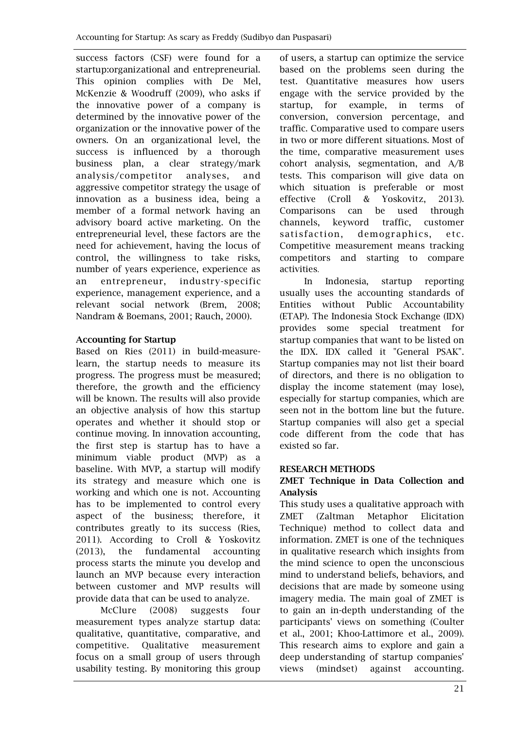success factors (CSF) were found for a startup:organizational and entrepreneurial. This opinion complies with De Mel, McKenzie & Woodruff (2009), who asks if the innovative power of a company is determined by the innovative power of the organization or the innovative power of the owners. On an organizational level, the success is influenced by a thorough business plan, a clear strategy/mark analysis/competitor analyses, and aggressive competitor strategy the usage of innovation as a business idea, being a member of a formal network having an advisory board active marketing. On the entrepreneurial level, these factors are the need for achievement, having the locus of control, the willingness to take risks, number of years experience, experience as an entrepreneur, industry-specific experience, management experience, and a relevant social network (Brem, 2008; Nandram & Boemans, 2001; Rauch, 2000).

### Accounting for Startup

Based on Ries (2011) in build-measure-learn, the startup needs to measure its progress. The progress must be measured; therefore, the growth and the efficiency will be known. The results will also provide an objective analysis of how this startup operates and whether it should stop or continue moving. In innovation accounting, the first step is startup has to have a minimum viable product (MVP) as a baseline. With MVP, a startup will modify its strategy and measure which one is working and which one is not. Accounting has to be implemented to control every aspect of the business; therefore, it contributes greatly to its success (Ries, 2011). According to Croll & Yoskovitz (2013), the fundamental accounting process starts the minute you develop and launch an MVP because every interaction between customer and MVP results will provide data that can be used to analyze.

McClure (2008) suggests four measurement types analyze startup data: qualitative, quantitative, comparative, and competitive. Qualitative measurement focus on a small group of users through usability testing. By monitoring this group of users, a startup can optimize the service based on the problems seen during the test. Quantitative measures how users engage with the service provided by the startup, for example, in terms of conversion, conversion percentage, and traffic. Comparative used to compare users in two or more different situations. Most of the time, comparative measurement uses cohort analysis, segmentation, and A/B tests. This comparison will give data on which situation is preferable or most effective (Croll & Yoskovitz, 2013). Comparisons can be used through channels, keyword traffic, customer satisfaction, demographics, etc. Competitive measurement means tracking competitors and starting to compare activities.

In Indonesia, startup reporting usually uses the accounting standards of Entities without Public Accountability (ETAP). The Indonesia Stock Exchange (IDX) provides some special treatment for startup companies that want to be listed on the IDX. IDX called it "General PSAK". Startup companies may not list their board of directors, and there is no obligation to display the income statement (may lose), especially for startup companies, which are seen not in the bottom line but the future. Startup companies will also get a special code different from the code that has existed so far.

## RESEARCH METHODS

### ZMET Technique in Data Collection and Analysis

This study uses a qualitative approach with ZMET (Zaltman Metaphor Elicitation Technique) method to collect data and information. ZMET is one of the techniques in qualitative research which insights from the mind science to open the unconscious mind to understand beliefs, behaviors, and decisions that are made by someone using imagery media. The main goal of ZMET is to gain an in-depth understanding of the participants' views on something (Coulter et al., 2001; Khoo-Lattimore et al., 2009). This research aims to explore and gain a deep understanding of startup companies' views (mindset) against accounting.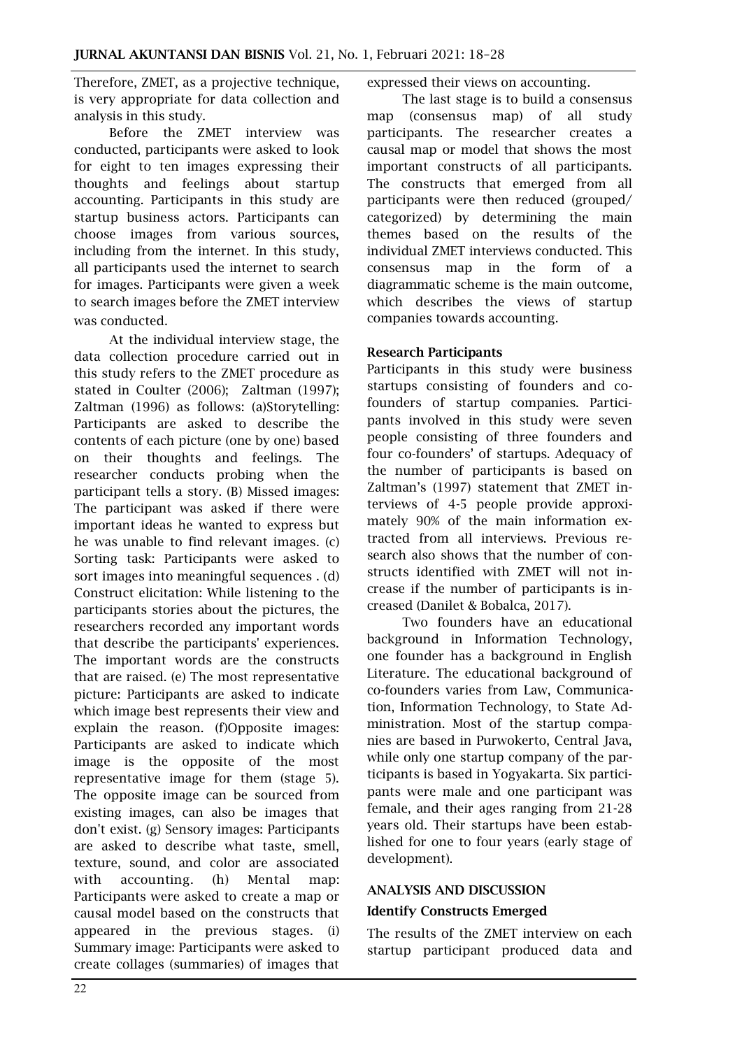Therefore, ZMET, as a projective technique, is very appropriate for data collection and analysis in this study.

Before the ZMET interview was conducted, participants were asked to look for eight to ten images expressing their thoughts and feelings about startup accounting. Participants in this study are startup business actors. Participants can choose images from various sources, including from the internet. In this study, all participants used the internet to search for images. Participants were given a week to search images before the ZMET interview was conducted.

At the individual interview stage, the data collection procedure carried out in this study refers to the ZMET procedure as stated in Coulter (2006); Zaltman (1997); Zaltman (1996) as follows: (a)Storytelling: Participants are asked to describe the contents of each picture (one by one) based on their thoughts and feelings. The researcher conducts probing when the participant tells a story. (B) Missed images: The participant was asked if there were important ideas he wanted to express but he was unable to find relevant images. (c) Sorting task: Participants were asked to sort images into meaningful sequences . (d) Construct elicitation: While listening to the participants stories about the pictures, the researchers recorded any important words that describe the participants' experiences. The important words are the constructs that are raised. (e) The most representative picture: Participants are asked to indicate which image best represents their view and explain the reason. (f)Opposite images: Participants are asked to indicate which image is the opposite of the most representative image for them (stage 5). The opposite image can be sourced from existing images, can also be images that don't exist. (g) Sensory images: Participants are asked to describe what taste, smell, texture, sound, and color are associated with accounting. (h) Mental map: Participants were asked to create a map or causal model based on the constructs that appeared in the previous stages. (i) Summary image: Participants were asked to create collages (summaries) of images that expressed their views on accounting.

The last stage is to build a consensus map (consensus map) of all study participants. The researcher creates a causal map or model that shows the most important constructs of all participants. The constructs that emerged from all participants were then reduced (grouped/ categorized) by determining the main themes based on the results of the individual ZMET interviews conducted. This consensus map in the form of a diagrammatic scheme is the main outcome, which describes the views of startup companies towards accounting.

### Research Participants

Participants in this study were business startups consisting of founders and co-founders of startup companies. Participants involved in this study were seven people consisting of three founders and four co-founders' of startups. Adequacy of the number of participants is based on Zaltman's (1997) statement that ZMET interviews of 4-5 people provide approximately 90% of the main information extracted from all interviews. Previous research also shows that the number of constructs identified with ZMET will not increase if the number of participants is increased (Danilet & Bobalca, 2017).

Two founders have an educational background in Information Technology, one founder has a background in English Literature. The educational background of co-founders varies from Law, Communication, Information Technology, to State Administration. Most of the startup companies are based in Purwokerto, Central Java, while only one startup company of the participants is based in Yogyakarta. Six participants were male and one participant was female, and their ages ranging from 21-28 years old. Their startups have been established for one to four years (early stage of development).

## ANALYSIS AND DISCUSSION

### Identify Constructs Emerged

The results of the ZMET interview on each startup participant produced data and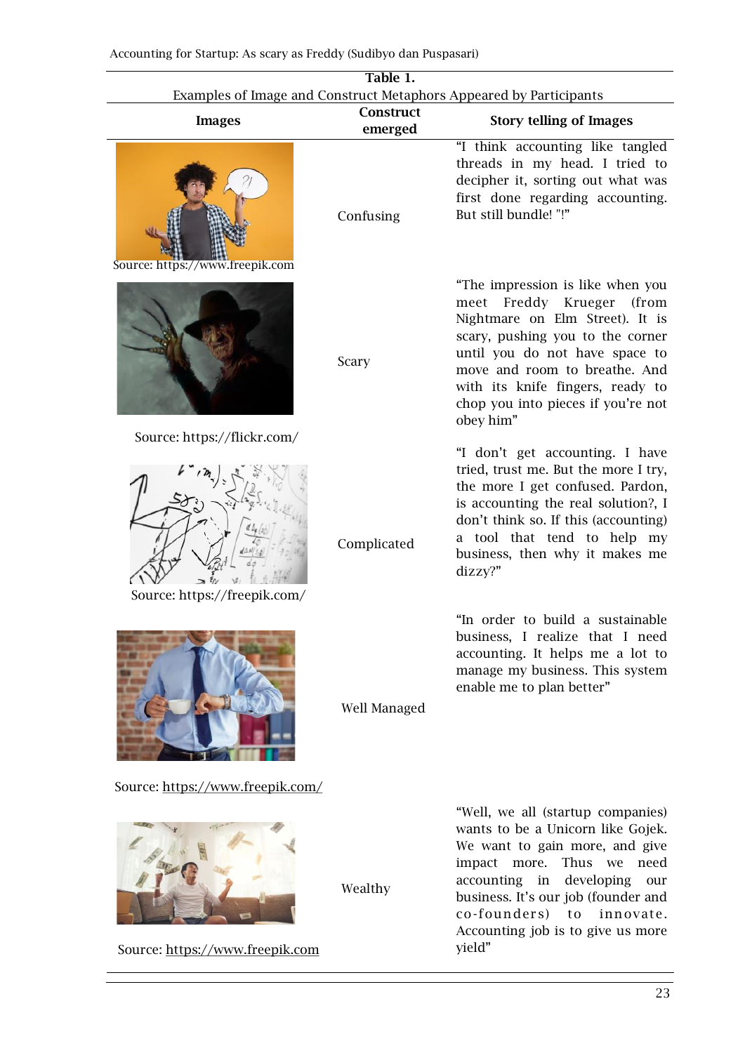**Table 1.**
Examples of Image and Construct Metaphors Appeared by Participants

| Images | Construct emerged | Story telling of Images |
|---|---|---|
| Source: https://www.freepik.com | Confusing | "I think accounting like tangled threads in my head. I tried to decipher it, sorting out what was first done regarding accounting. But still bundle! "!" |
| Source: https://flickr.com/ | Scary | "The impression is like when you meet Freddy Krueger (from Nightmare on Elm Street). It is scary, pushing you to the corner until you do not have space to move and room to breathe. And with its knife fingers, ready to chop you into pieces if you're not obey him" |
| Source: https://freepik.com/ | Complicated | "I don't get accounting. I have tried, trust me. But the more I try, the more I get confused. Pardon, is accounting the real solution?, I don't think so. If this (accounting) a tool that tend to help my business, then why it makes me dizzy?" |
| Source: https://www.freepik.com/ | Well Managed | "In order to build a sustainable business, I realize that I need accounting. It helps me a lot to manage my business. This system enable me to plan better" |
| Source: https://www.freepik.com | Wealthy | "Well, we all (startup companies) wants to be a Unicorn like Gojek. We want to gain more, and give impact more. Thus we need accounting in developing our business. It's our job (founder and co-founders) to innovate. Accounting job is to give us more yield" |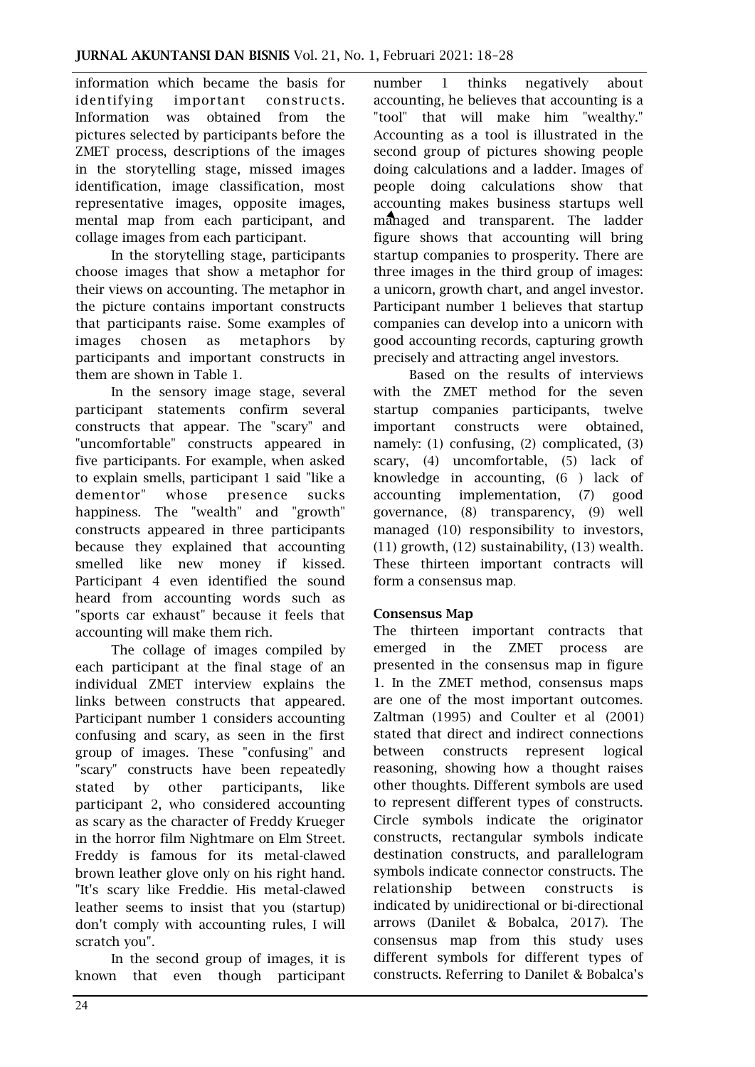information which became the basis for identifying important constructs. Information was obtained from the pictures selected by participants before the ZMET process, descriptions of the images in the storytelling stage, missed images identification, image classification, most representative images, opposite images, mental map from each participant, and collage images from each participant.

In the storytelling stage, participants choose images that show a metaphor for their views on accounting. The metaphor in the picture contains important constructs that participants raise. Some examples of images chosen as metaphors by participants and important constructs in them are shown in Table 1.

In the sensory image stage, several participant statements confirm several constructs that appear. The "scary" and "uncomfortable" constructs appeared in five participants. For example, when asked to explain smells, participant 1 said "like a dementor" whose presence sucks happiness. The "wealth" and "growth" constructs appeared in three participants because they explained that accounting smelled like new money if kissed. Participant 4 even identified the sound heard from accounting words such as "sports car exhaust" because it feels that accounting will make them rich.

The collage of images compiled by each participant at the final stage of an individual ZMET interview explains the links between constructs that appeared. Participant number 1 considers accounting confusing and scary, as seen in the first group of images. These "confusing" and "scary" constructs have been repeatedly stated by other participants, like participant 2, who considered accounting as scary as the character of Freddy Krueger in the horror film Nightmare on Elm Street. Freddy is famous for its metal-clawed brown leather glove only on his right hand. "It's scary like Freddie. His metal-clawed leather seems to insist that you (startup) don't comply with accounting rules, I will scratch you".

In the second group of images, it is known that even though participant number 1 thinks negatively about accounting, he believes that accounting is a "tool" that will make him "wealthy." Accounting as a tool is illustrated in the second group of pictures showing people doing calculations and a ladder. Images of people doing calculations show that accounting makes business startups well managed and transparent. The ladder figure shows that accounting will bring startup companies to prosperity. There are three images in the third group of images: a unicorn, growth chart, and angel investor. Participant number 1 believes that startup companies can develop into a unicorn with good accounting records, capturing growth precisely and attracting angel investors.

Based on the results of interviews with the ZMET method for the seven startup companies participants, twelve important constructs were obtained, namely: (1) confusing, (2) complicated, (3) scary, (4) uncomfortable, (5) lack of knowledge in accounting, (6 ) lack of accounting implementation, (7) good governance, (8) transparency, (9) well managed (10) responsibility to investors, (11) growth, (12) sustainability, (13) wealth. These thirteen important contracts will form a consensus map.

## Consensus Map

The thirteen important contracts that emerged in the ZMET process are presented in the consensus map in figure 1. In the ZMET method, consensus maps are one of the most important outcomes. Zaltman (1995) and Coulter et al (2001) stated that direct and indirect connections between constructs represent logical reasoning, showing how a thought raises other thoughts. Different symbols are used to represent different types of constructs. Circle symbols indicate the originator constructs, rectangular symbols indicate destination constructs, and parallelogram symbols indicate connector constructs. The relationship between constructs is indicated by unidirectional or bi-directional arrows (Danilet & Bobalca, 2017). The consensus map from this study uses different symbols for different types of constructs. Referring to Danilet & Bobalca's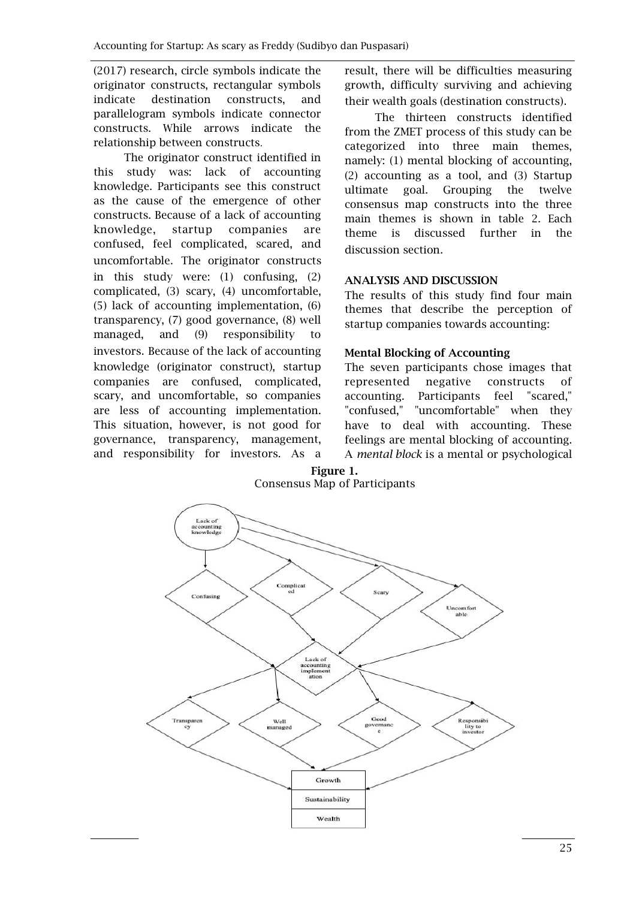(2017) research, circle symbols indicate the originator constructs, rectangular symbols indicate destination constructs, and parallelogram symbols indicate connector constructs. While arrows indicate the relationship between constructs.

The originator construct identified in this study was: lack of accounting knowledge. Participants see this construct as the cause of the emergence of other constructs. Because of a lack of accounting knowledge, startup companies are confused, feel complicated, scared, and uncomfortable. The originator constructs in this study were: (1) confusing, (2) complicated, (3) scary, (4) uncomfortable, (5) lack of accounting implementation, (6) transparency, (7) good governance, (8) well managed, and (9) responsibility to investors. Because of the lack of accounting knowledge (originator construct), startup companies are confused, complicated, scary, and uncomfortable, so companies are less of accounting implementation. This situation, however, is not good for governance, transparency, management, and responsibility for investors. As a result, there will be difficulties measuring growth, difficulty surviving and achieving their wealth goals (destination constructs).

The thirteen constructs identified from the ZMET process of this study can be categorized into three main themes, namely: (1) mental blocking of accounting, (2) accounting as a tool, and (3) Startup ultimate goal. Grouping the twelve consensus map constructs into the three main themes is shown in table 2. Each theme is discussed further in the discussion section.

## ANALYSIS AND DISCUSSION

The results of this study find four main themes that describe the perception of startup companies towards accounting:

### Mental Blocking of Accounting

The seven participants chose images that represented negative constructs of accounting. Participants feel "scared," "confused," "uncomfortable" when they have to deal with accounting. These feelings are mental blocking of accounting. A *mental block* is a mental or psychological

**Figure 1.**
Consensus Map of Participants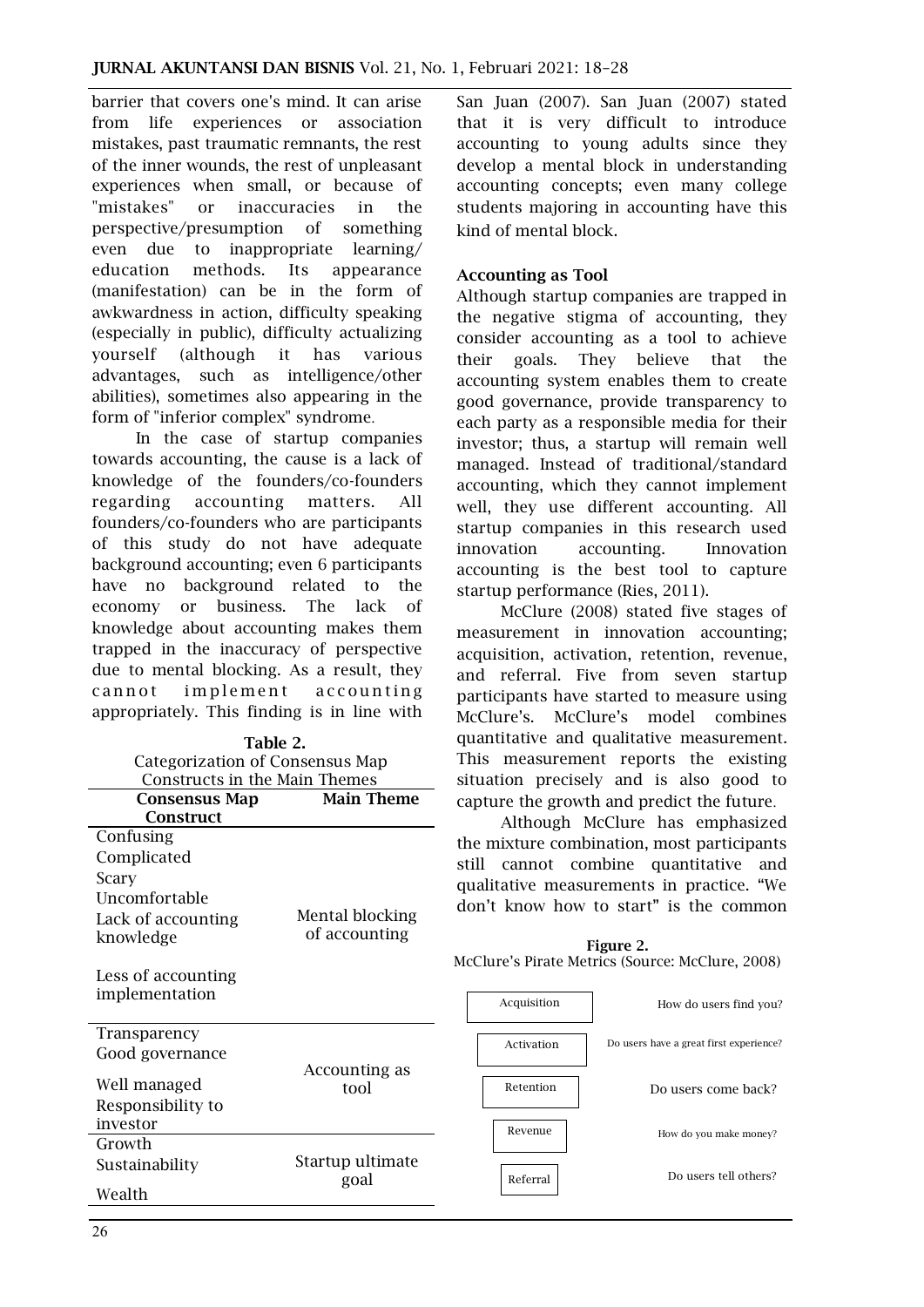barrier that covers one's mind. It can arise from life experiences or association mistakes, past traumatic remnants, the rest of the inner wounds, the rest of unpleasant experiences when small, or because of "mistakes" or inaccuracies in the perspective/presumption of something even due to inappropriate learning/ education methods. Its appearance (manifestation) can be in the form of awkwardness in action, difficulty speaking (especially in public), difficulty actualizing yourself (although it has various advantages, such as intelligence/other abilities), sometimes also appearing in the form of "inferior complex" syndrome.

In the case of startup companies towards accounting, the cause is a lack of knowledge of the founders/co-founders regarding accounting matters. All founders/co-founders who are participants of this study do not have adequate background accounting; even 6 participants have no background related to the economy or business. The lack of knowledge about accounting makes them trapped in the inaccuracy of perspective due to mental blocking. As a result, they cannot implement accounting appropriately. This finding is in line with San Juan (2007). San Juan (2007) stated that it is very difficult to introduce accounting to young adults since they develop a mental block in understanding accounting concepts; even many college students majoring in accounting have this kind of mental block.

**Table 2.**
Categorization of Consensus Map Constructs in the Main Themes

| Consensus Map Construct | Main Theme |
|---|---|
| Confusing | Mental blocking of accounting |
| Complicated | |
| Scary | |
| Uncomfortable | |
| Lack of accounting knowledge | |
| Less of accounting implementation | |
| Transparency | Accounting as tool |
| Good governance | |
| Well managed | |
| Responsibility to investor | |
| Growth | Startup ultimate goal |
| Sustainability | |
| Wealth | |

### Accounting as Tool

Although startup companies are trapped in the negative stigma of accounting, they consider accounting as a tool to achieve their goals. They believe that the accounting system enables them to create good governance, provide transparency to each party as a responsible media for their investor; thus, a startup will remain well managed. Instead of traditional/standard accounting, which they cannot implement well, they use different accounting. All startup companies in this research used innovation accounting. Innovation accounting is the best tool to capture startup performance (Ries, 2011).

McClure (2008) stated five stages of measurement in innovation accounting; acquisition, activation, retention, revenue, and referral. Five from seven startup participants have started to measure using McClure's. McClure's model combines quantitative and qualitative measurement. This measurement reports the existing situation precisely and is also good to capture the growth and predict the future.

Although McClure has emphasized the mixture combination, most participants still cannot combine quantitative and qualitative measurements in practice. "We don't know how to start" is the common

**Figure 2.**
McClure's Pirate Metrics (Source: McClure, 2008)

| | |
|---|---|
| Acquisition | How do users find you? |
| Activation | Do users have a great first experience? |
| Retention | Do users come back? |
| Revenue | How do you make money? |
| Referral | Do users tell others? |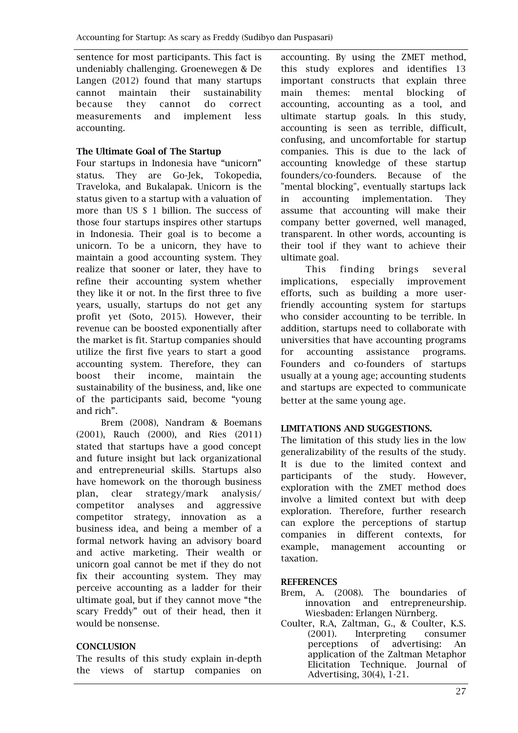sentence for most participants. This fact is undeniably challenging. Groenewegen & De Langen (2012) found that many startups cannot maintain their sustainability because they cannot do correct measurements and implement less accounting.

**The Ultimate Goal of The Startup**

Four startups in Indonesia have "unicorn" status. They are Go-Jek, Tokopedia, Traveloka, and Bukalapak. Unicorn is the status given to a startup with a valuation of more than US $ 1 billion. The success of those four startups inspires other startups in Indonesia. Their goal is to become a unicorn. To be a unicorn, they have to maintain a good accounting system. They realize that sooner or later, they have to refine their accounting system whether they like it or not. In the first three to five years, usually, startups do not get any profit yet (Soto, 2015). However, their revenue can be boosted exponentially after the market is fit. Startup companies should utilize the first five years to start a good accounting system. Therefore, they can boost their income, maintain the sustainability of the business, and, like one of the participants said, become "young and rich".

Brem (2008), Nandram & Boemans (2001), Rauch (2000), and Ries (2011) stated that startups have a good concept and future insight but lack organizational and entrepreneurial skills. Startups also have homework on the thorough business plan, clear strategy/mark analysis/ competitor analyses and aggressive competitor strategy, innovation as a business idea, and being a member of a formal network having an advisory board and active marketing. Their wealth or unicorn goal cannot be met if they do not fix their accounting system. They may perceive accounting as a ladder for their ultimate goal, but if they cannot move "the scary Freddy" out of their head, then it would be nonsense.

## CONCLUSION

The results of this study explain in-depth the views of startup companies on accounting. By using the ZMET method, this study explores and identifies 13 important constructs that explain three main themes: mental blocking of accounting, accounting as a tool, and ultimate startup goals. In this study, accounting is seen as terrible, difficult, confusing, and uncomfortable for startup companies. This is due to the lack of accounting knowledge of these startup founders/co-founders. Because of the "mental blocking", eventually startups lack in accounting implementation. They assume that accounting will make their company better governed, well managed, transparent. In other words, accounting is their tool if they want to achieve their ultimate goal.

This finding brings several implications, especially improvement efforts, such as building a more user-friendly accounting system for startups who consider accounting to be terrible. In addition, startups need to collaborate with universities that have accounting programs for accounting assistance programs. Founders and co-founders of startups usually at a young age; accounting students and startups are expected to communicate better at the same young age.

## LIMITATIONS AND SUGGESTIONS.

The limitation of this study lies in the low generalizability of the results of the study. It is due to the limited context and participants of the study. However, exploration with the ZMET method does involve a limited context but with deep exploration. Therefore, further research can explore the perceptions of startup companies in different contexts, for example, management accounting or taxation.

## REFERENCES

Brem, A. (2008). The boundaries of innovation and entrepreneurship. Wiesbaden: Erlangen Nürnberg.

Coulter, R.A, Zaltman, G., & Coulter, K.S. (2001). Interpreting consumer perceptions of advertising: An application of the Zaltman Metaphor Elicitation Technique. Journal of Advertising, 30(4), 1-21.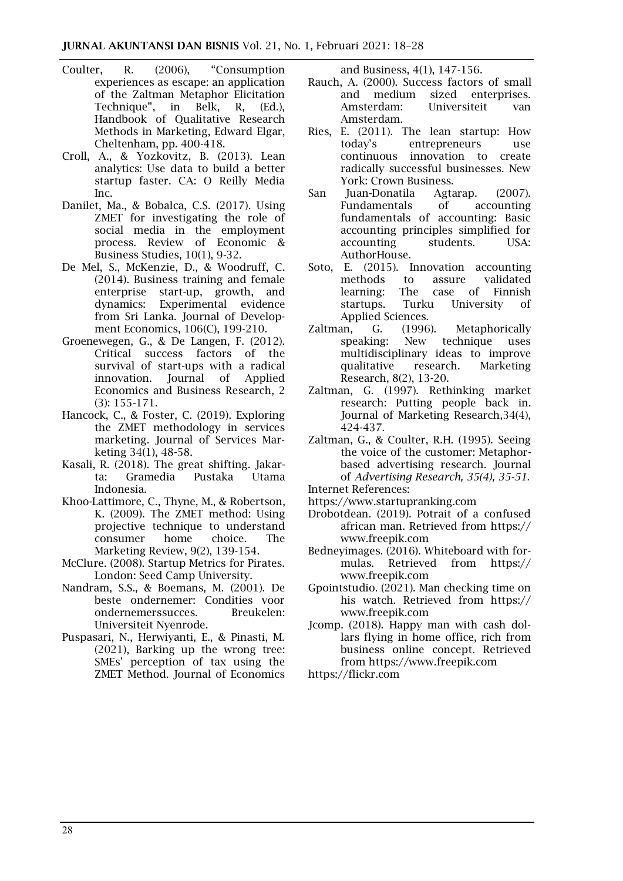Coulter, R. (2006), "Consumption experiences as escape: an application of the Zaltman Metaphor Elicitation Technique", in Belk, R, (Ed.), Handbook of Qualitative Research Methods in Marketing, Edward Elgar, Cheltenham, pp. 400-418.

Croll, A., & Yozkovitz, B. (2013). Lean analytics: Use data to build a better startup faster. CA: O Reilly Media Inc.

Danilet, Ma., & Bobalca, C.S. (2017). Using ZMET for investigating the role of social media in the employment process. Review of Economic & Business Studies, 10(1), 9-32.

De Mel, S., McKenzie, D., & Woodruff, C. (2014). Business training and female enterprise start-up, growth, and dynamics: Experimental evidence from Sri Lanka. Journal of Development Economics, 106(C), 199-210.

Groenewegen, G., & De Langen, F. (2012). Critical success factors of the survival of start-ups with a radical innovation. Journal of Applied Economics and Business Research, 2 (3): 155-171.

Hancock, C., & Foster, C. (2019). Exploring the ZMET methodology in services marketing. Journal of Services Marketing 34(1), 48-58.

Kasali, R. (2018). The great shifting. Jakarta: Gramedia Pustaka Utama Indonesia.

Khoo-Lattimore, C., Thyne, M., & Robertson, K. (2009). The ZMET method: Using projective technique to understand consumer home choice. The Marketing Review, 9(2), 139-154.

McClure. (2008). Startup Metrics for Pirates. London: Seed Camp University.

Nandram, S.S., & Boemans, M. (2001). De beste ondernemer: Condities voor ondernemerssucces. Breukelen: Universiteit Nyenrode.

Puspasari, N., Herwiyanti, E., & Pinasti, M. (2021), Barking up the wrong tree: SMEs' perception of tax using the ZMET Method. Journal of Economics and Business, 4(1), 147-156.

Rauch, A. (2000). Success factors of small and medium sized enterprises. Amsterdam: Universiteit van Amsterdam.

Ries, E. (2011). The lean startup: How today's entrepreneurs use continuous innovation to create radically successful businesses. New York: Crown Business.

San Juan-Donatila Agtarap. (2007). Fundamentals of accounting fundamentals of accounting: Basic accounting principles simplified for accounting students. USA: AuthorHouse.

Soto, E. (2015). Innovation accounting methods to assure validated learning: The case of Finnish startups. Turku University of Applied Sciences.

Zaltman, G. (1996). Metaphorically speaking: New technique uses multidisciplinary ideas to improve qualitative research. Marketing Research, 8(2), 13-20.

Zaltman, G. (1997). Rethinking market research: Putting people back in. Journal of Marketing Research,34(4), 424-437.

Zaltman, G., & Coulter, R.H. (1995). Seeing the voice of the customer: Metaphor-based advertising research. Journal of *Advertising Research, 35(4), 35-51.*

Internet References:

https://www.startupranking.com

Drobotdean. (2019). Potrait of a confused african man. Retrieved from https://www.freepik.com

Bedneyimages. (2016). Whiteboard with formulas. Retrieved from https://www.freepik.com

Gpointstudio. (2021). Man checking time on his watch. Retrieved from https://www.freepik.com

Jcomp. (2018). Happy man with cash dollars flying in home office, rich from business online concept. Retrieved from https://www.freepik.com

https://flickr.com